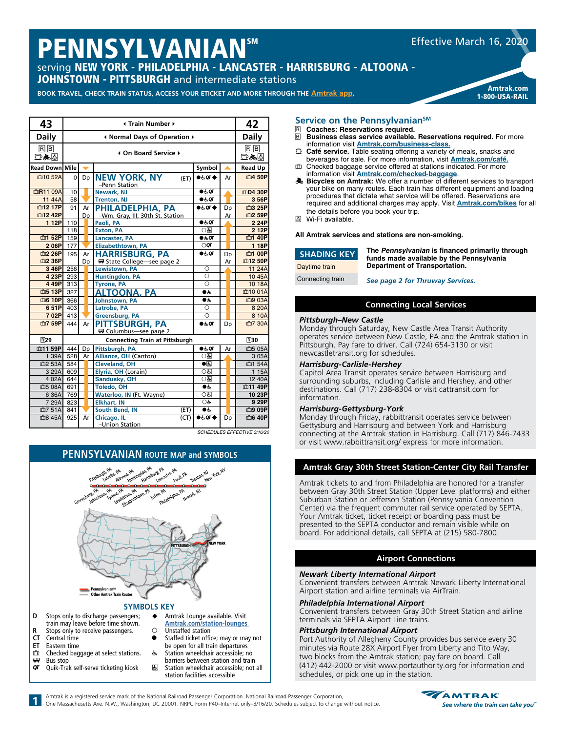# PENNSYLVANIAN℠

Effective March 16, 2020

serving **NEW YORK - PHILADELPHIA - LANCASTER - HARRISBURG - ALTOONA - JOHNSTOWN - PITTSBURGH** and intermediate stations

**BOOK TRAVEL, CHECK TRAIN STATUS, ACCESS YOUR ETICKET AND MORE THROUGH THE Amtrak app.**

**Amtrak.com**
**1-800-USA-RAIL**

| 43 | | | Train Number | Symbol | | 42 |
|---|---|---|---|---|---|---|
| Daily | | | Normal Days of Operation | | | Daily |
| R B Café Bicycles Wi-Fi | | | On Board Service | | | R B Café Bicycles Wi-Fi |
| Read Down | Mile | ▼ | | Symbol | ▲ | Read Up |
| 10 52A | 0 | Dp | **NEW YORK, NY** (ET) –Penn Station | ●♿QT◆ | Ar | 4 50P |
| R11 09A | 10 | | Newark, NJ | ●♿QT | | D4 30P |
| 11 44A | 58 | | Trenton, NJ | ●♿QT | | 3 56P |
| 12 17P | 91 | Ar | **PHILADELPHIA, PA** –Wm. Gray, III, 30th St. Station | ●♿QT◆ | Dp | 3 25P |
| 12 42P | | Dp | | | Ar | 2 59P |
| 1 12P | 110 | | Paoli, PA | ●♿QT | | 2 24P |
| | 118 | | Exton, PA | ○♿ | | 2 12P |
| 1 52P | 159 | | Lancaster, PA | ●♿QT | | 1 40P |
| 2 06P | 177 | | Elizabethtown, PA | ○QT | | 1 18P |
| 2 26P | 195 | Ar | **HARRISBURG, PA** Bus State College—see page 2 | ●♿QT | Dp | 1 00P |
| 2 36P | | Dp | | | Ar | 12 50P |
| 3 46P | 256 | | Lewistown, PA | ○ | | 11 24A |
| 4 23P | 293 | | Huntingdon, PA | ○ | | 10 45A |
| 4 49P | 313 | | Tyrone, PA | ○ | | 10 18A |
| 5 13P | 327 | | **ALTOONA, PA** | ●♿ | | 10 01A |
| 6 10P | 366 | | Johnstown, PA | ●♿ | | 9 03A |
| 6 51P | 403 | | Latrobe, PA | ○ | | 8 20A |
| 7 02P | 413 | | Greensburg, PA | ○ | | 8 10A |
| 7 59P | 444 | Ar | **PITTSBURGH, PA** Bus Columbus—see page 2 | ●♿QT | Dp | 7 30A |
| R29 | | | Connecting Train at Pittsburgh | | | R30 |
| 11 59P | 444 | Dp | Pittsburgh, PA | ●♿QT | Ar | 5 05A |
| 1 39A | 528 | Ar | Alliance, OH (Canton) | ○♿ | | 3 05A |
| 2 53A | 584 | | Cleveland, OH | ●♿ | | 1 54A |
| 3 29A | 609 | | Elyria, OH (Lorain) | ○♿ | | 1 15A |
| 4 02A | 644 | | Sandusky, OH | ○♿ | | 12 40A |
| 5 08A | 691 | | Toledo, OH | ●♿ | | 11 49P |
| 6 36A | 769 | | Waterloo, IN (Ft. Wayne) | ○♿ | | 10 23P |
| 7 29A | 823 | | Elkhart, IN | ○♿ | | 9 29P |
| 7 51A | 841 | | South Bend, IN (ET) | ●♿ | | 9 09P |
| 8 45A | 925 | Ar | Chicago, IL (CT) –Union Station | ●♿QT◆ | Dp | 6 40P |

*SCHEDULES EFFECTIVE 3/16/20*

## PENNSYLVANIAN ROUTE MAP and SYMBOLS

Pittsburgh, PA · Greensburg, PA · Latrobe, PA · Johnstown, PA · Altoona, PA · Tyrone, PA · Huntingdon, PA · Lewistown, PA · Harrisburg, PA · Elizabethtown, PA · Lancaster, PA · Exton, PA · Paoli, PA · Philadelphia, PA · Trenton, NJ · Newark, NJ · New York, NY

PITTSBURGH — NEW YORK

Pennsylvanian℠
Other Amtrak Train Routes

### SYMBOLS KEY

- **D** Stops only to discharge passengers; train may leave before time shown.
- **R** Stops only to receive passengers.
- **CT** Central time
- **ET** Eastern time
- Checked baggage at select stations.
- Bus stop
- **QT** Quik-Trak self-serve ticketing kiosk
- ◆ Amtrak Lounge available. Visit Amtrak.com/station-lounges
- ○ Unstaffed station
- ● Staffed ticket office; may or may not be open for all train departures
- ♿ Station wheelchair accessible; no barriers between station and train
- Station wheelchair accessible; not all station facilities accessible

## Service on the Pennsylvanian℠

- **R Coaches: Reservations required.**
- **B Business class service available. Reservations required.** For more information visit **Amtrak.com/business-class.**
- **Café service.** Table seating offering a variety of meals, snacks and beverages for sale. For more information, visit **Amtrak.com/café.**
- Checked baggage service offered at stations indicated. For more information visit **Amtrak.com/checked-baggage**.
- **Bicycles on Amtrak:** We offer a number of different services to transport your bike on many routes. Each train has different equipment and loading procedures that dictate what service will be offered. Reservations are required and additional charges may apply. Visit **Amtrak.com/bikes** for all the details before you book your trip.
- Wi-Fi available.

**All Amtrak services and stations are non-smoking.**

**SHADING KEY**
- Daytime train
- Connecting train

**The *Pennsylvanian* is financed primarily through funds made available by the Pennsylvania Department of Transportation.**

***See page 2 for Thruway Services.***

## Connecting Local Services

***Pittsburgh–New Castle***
Monday through Saturday, New Castle Area Transit Authority operates service between New Castle, PA and the Amtrak station in Pittsburgh. Pay fare to driver. Call (724) 654-3130 or visit newcastletransit.org for schedules.

***Harrisburg-Carlisle-Hershey***
Capitol Area Transit operates service between Harrisburg and surrounding suburbs, including Carlisle and Hershey, and other destinations. Call (717) 238-8304 or visit cattransit.com for information.

***Harrisburg-Gettysburg-York***
Monday through Friday, rabbittransit operates service between Gettysburg and Harrisburg and between York and Harrisburg connecting at the Amtrak station in Harrisburg. Call (717) 846-7433 or visit www.rabbittransit.org/ express for more information.

## Amtrak Gray 30th Street Station-Center City Rail Transfer

Amtrak tickets to and from Philadelphia are honored for a transfer between Gray 30th Street Station (Upper Level platforms) and either Suburban Station or Jefferson Station (Pennsylvania Convention Center) via the frequent commuter rail service operated by SEPTA. Your Amtrak ticket, ticket receipt or boarding pass must be presented to the SEPTA conductor and remain visible while on board. For additional details, call SEPTA at (215) 580-7800.

## Airport Connections

***Newark Liberty International Airport***
Convenient transfers between Amtrak Newark Liberty International Airport station and airline terminals via AirTrain.

***Philadelphia International Airport***
Convenient transfers between Gray 30th Street Station and airline terminals via SEPTA Airport Line trains.

***Pittsburgh International Airport***
Port Authority of Allegheny County provides bus service every 30 minutes via Route 28X Airport Flyer from Liberty and Tito Way, two blocks from the Amtrak station; pay fare on board. Call (412) 442-2000 or visit www.portauthority.org for information and schedules, or pick one up in the station.

Amtrak is a registered service mark of the National Railroad Passenger Corporation. National Railroad Passenger Corporation, One Massachusetts Ave. N.W., Washington, DC 20001. NRPC Form P40–Internet only–3/16/20. Schedules subject to change without notice.

AMTRAK — See where the train can take you™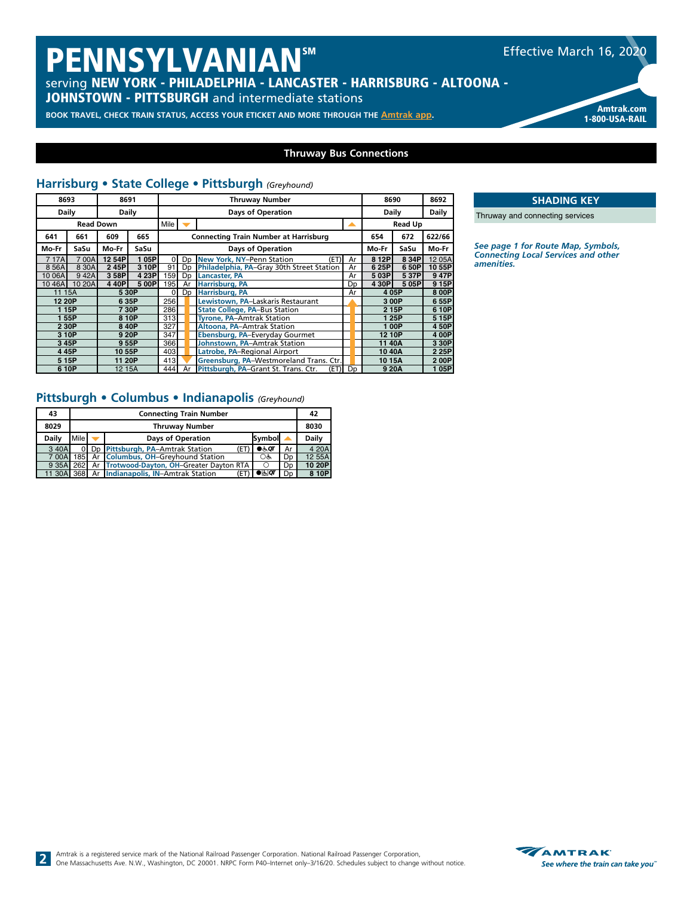# PENNSYLVANIAN℠

Effective March 16, 2020

serving **NEW YORK - PHILADELPHIA - LANCASTER - HARRISBURG - ALTOONA - JOHNSTOWN - PITTSBURGH** and intermediate stations

**BOOK TRAVEL, CHECK TRAIN STATUS, ACCESS YOUR ETICKET AND MORE THROUGH THE Amtrak app.**

**Amtrak.com**
**1-800-USA-RAIL**

## Thruway Bus Connections

### Harrisburg • State College • Pittsburgh *(Greyhound)*

| 8693 | | 8691 | | Thruway Number | | | | 8690 | | 8692 |
|---|---|---|---|---|---|---|---|---|---|---|
| Daily | | Daily | | Days of Operation | | | | Daily | | Daily |
| Read Down | | | | Mile | ▼ | | ▲ | Read Up | | |
| 641 | 661 | 609 | 665 | Connecting Train Number at Harrisburg | | | | 654 | 672 | 622/66 |
| Mo-Fr | SaSu | Mo-Fr | SaSu | Days of Operation | | | | Mo-Fr | SaSu | Mo-Fr |
| 7 17A | 7 00A | **12 54P** | **1 05P** | 0 | Dp | New York, NY–Penn Station (ET) | Ar | **8 12P** | **8 34P** | 12 05A |
| 8 56A | 8 30A | **2 45P** | **3 10P** | 91 | Dp | Philadelphia, PA–Gray 30th Street Station | Ar | **6 25P** | **6 50P** | **10 55P** |
| 10 06A | 9 42A | **3 58P** | **4 23P** | 159 | Dp | Lancaster, PA | Ar | **5 03P** | **5 37P** | **9 47P** |
| 10 46A | 10 20A | **4 40P** | **5 00P** | 195 | Ar | Harrisburg, PA | Dp | **4 30P** | **5 05P** | **9 15P** |
| 11 15A | | **5 30P** | | 0 | Dp | Harrisburg, PA | Ar | **4 05P** | | **8 00P** |
| **12 20P** | | **6 35P** | | 256 | | Lewistown, PA–Laskaris Restaurant | | **3 00P** | | **6 55P** |
| **1 15P** | | **7 30P** | | 286 | | State College, PA–Bus Station | | **2 15P** | | **6 10P** |
| **1 55P** | | **8 10P** | | 313 | | Tyrone, PA–Amtrak Station | | **1 25P** | | **5 15P** |
| **2 30P** | | **8 40P** | | 327 | | Altoona, PA–Amtrak Station | | **1 00P** | | **4 50P** |
| **3 10P** | | **9 20P** | | 347 | | Ebensburg, PA–Everyday Gourmet | | **12 10P** | | **4 00P** |
| **3 45P** | | **9 55P** | | 366 | | Johnstown, PA–Amtrak Station | | **11 40A** | | **3 30P** |
| **4 45P** | | **10 55P** | | 403 | | Latrobe, PA–Regional Airport | | **10 40A** | | **2 25P** |
| **5 15P** | | **11 20P** | | 413 | | Greensburg, PA–Westmoreland Trans. Ctr. | | **10 15A** | | **2 00P** |
| **6 10P** | | 12 15A | | 444 | Ar | Pittsburgh, PA–Grant St. Trans. Ctr. (ET) | Dp | **9 20A** | | **1 05P** |

**SHADING KEY**

Thruway and connecting services

***See page 1 for Route Map, Symbols, Connecting Local Services and other amenities.***

### Pittsburgh • Columbus • Indianapolis *(Greyhound)*

| 43 | Connecting Train Number | | | | | 42 |
|---|---|---|---|---|---|---|
| 8029 | Thruway Number | | | | | 8030 |
| Daily | Mile | ▼ | Days of Operation | Symbol | ▲ | Daily |
| 3 40A | 0 | Dp | Pittsburgh, PA–Amtrak Station (ET) | ●♿QT | Ar | 4 20A |
| 7 00A | 185 | Ar | Columbus, OH–Greyhound Station | ○♿ | Dp | 12 55A |
| 9 35A | 262 | Ar | Trotwood-Dayton, OH–Greater Dayton RTA | ○ | Dp | **10 20P** |
| 11 30A | 368 | Ar | Indianapolis, IN–Amtrak Station (ET) | ●♿QT | Dp | **8 10P** |

Amtrak is a registered service mark of the National Railroad Passenger Corporation. National Railroad Passenger Corporation, One Massachusetts Ave. N.W., Washington, DC 20001. NRPC Form P40–Internet only–3/16/20. Schedules subject to change without notice.

AMTRAK — See where the train can take you™